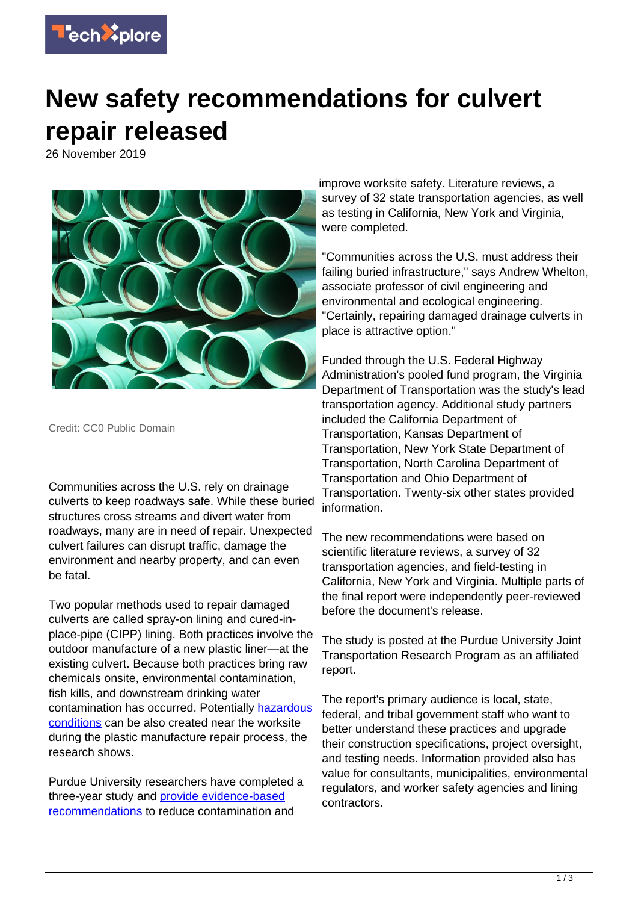# New safety recommendations for culvert repair released

26 November 2019

Credit: CC0 Public Domain

Communities across the U.S. rely on drainage culverts to keep roadways safe. While these buried structures cross streams and divert water from roadways, many are in need of repair. Unexpected culvert failures can disrupt traffic, damage the environment and nearby property, and can even be fatal.

Two popular methods used to repair damaged culverts are called spray-on lining and cured-in-place-pipe (CIPP) lining. Both practices involve the outdoor manufacture of a new plastic liner—at the existing culvert. Because both practices bring raw chemicals onsite, environmental contamination, fish kills, and downstream drinking water contamination has occurred. Potentially hazardous conditions can be also created near the worksite during the plastic manufacture repair process, the research shows.

Purdue University researchers have completed a three-year study and provide evidence-based recommendations to reduce contamination and improve worksite safety. Literature reviews, a survey of 32 state transportation agencies, as well as testing in California, New York and Virginia, were completed.

"Communities across the U.S. must address their failing buried infrastructure," says Andrew Whelton, associate professor of civil engineering and environmental and ecological engineering. "Certainly, repairing damaged drainage culverts in place is attractive option."

Funded through the U.S. Federal Highway Administration's pooled fund program, the Virginia Department of Transportation was the study's lead transportation agency. Additional study partners included the California Department of Transportation, Kansas Department of Transportation, New York State Department of Transportation, North Carolina Department of Transportation and Ohio Department of Transportation. Twenty-six other states provided information.

The new recommendations were based on scientific literature reviews, a survey of 32 transportation agencies, and field-testing in California, New York and Virginia. Multiple parts of the final report were independently peer-reviewed before the document's release.

The study is posted at the Purdue University Joint Transportation Research Program as an affiliated report.

The report's primary audience is local, state, federal, and tribal government staff who want to better understand these practices and upgrade their construction specifications, project oversight, and testing needs. Information provided also has value for consultants, municipalities, environmental regulators, and worker safety agencies and lining contractors.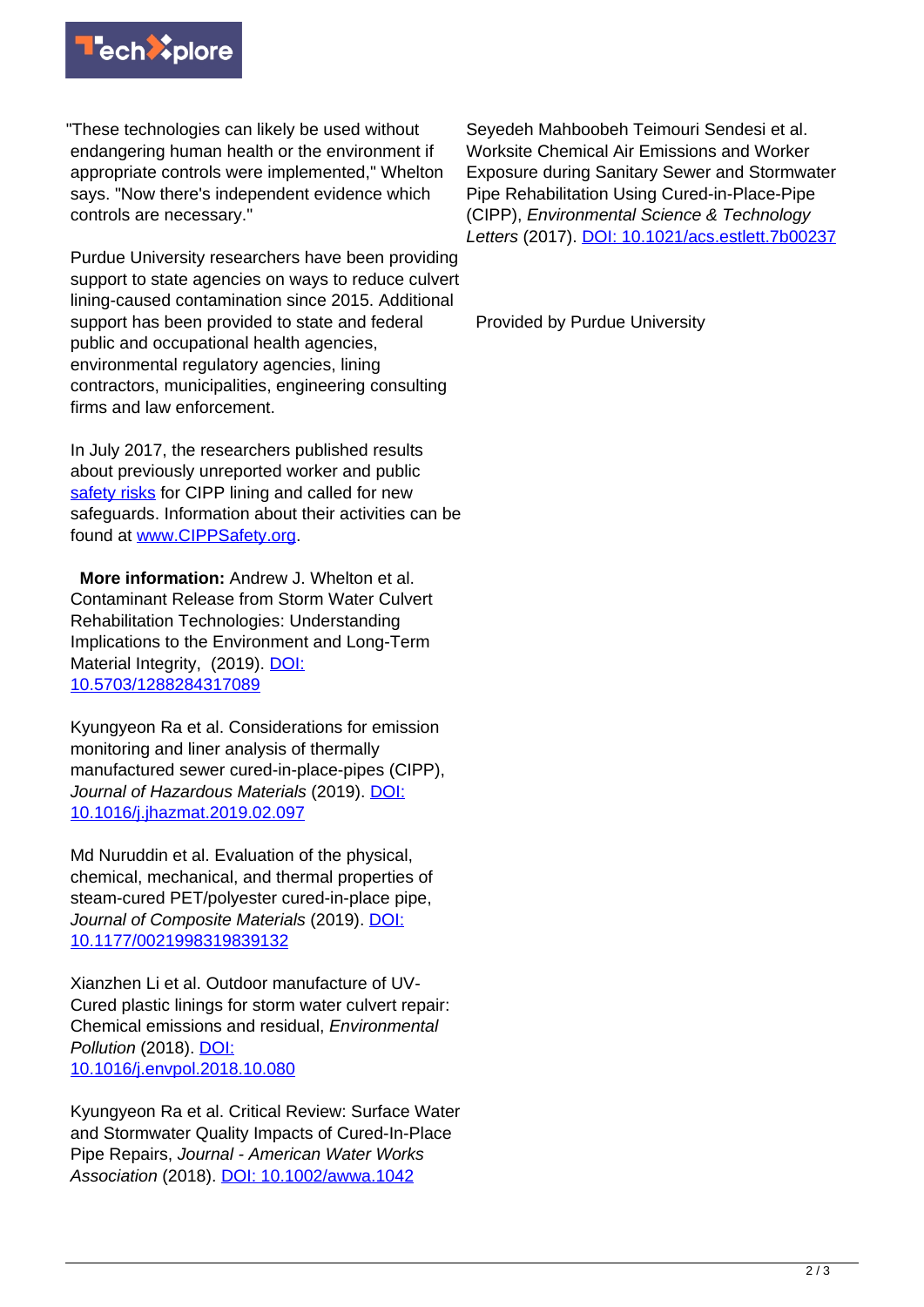"These technologies can likely be used without endangering human health or the environment if appropriate controls were implemented," Whelton says. "Now there's independent evidence which controls are necessary."

Purdue University researchers have been providing support to state agencies on ways to reduce culvert lining-caused contamination since 2015. Additional support has been provided to state and federal public and occupational health agencies, environmental regulatory agencies, lining contractors, municipalities, engineering consulting firms and law enforcement.

In July 2017, the researchers published results about previously unreported worker and public safety risks for CIPP lining and called for new safeguards. Information about their activities can be found at www.CIPPSafety.org.

**More information:** Andrew J. Whelton et al. Contaminant Release from Storm Water Culvert Rehabilitation Technologies: Understanding Implications to the Environment and Long-Term Material Integrity, (2019). DOI: 10.5703/1288284317089

Kyungyeon Ra et al. Considerations for emission monitoring and liner analysis of thermally manufactured sewer cured-in-place-pipes (CIPP), *Journal of Hazardous Materials* (2019). DOI: 10.1016/j.jhazmat.2019.02.097

Md Nuruddin et al. Evaluation of the physical, chemical, mechanical, and thermal properties of steam-cured PET/polyester cured-in-place pipe, *Journal of Composite Materials* (2019). DOI: 10.1177/0021998319839132

Xianzhen Li et al. Outdoor manufacture of UV-Cured plastic linings for storm water culvert repair: Chemical emissions and residual, *Environmental Pollution* (2018). DOI: 10.1016/j.envpol.2018.10.080

Kyungyeon Ra et al. Critical Review: Surface Water and Stormwater Quality Impacts of Cured-In-Place Pipe Repairs, *Journal - American Water Works Association* (2018). DOI: 10.1002/awwa.1042

Seyedeh Mahboobeh Teimouri Sendesi et al. Worksite Chemical Air Emissions and Worker Exposure during Sanitary Sewer and Stormwater Pipe Rehabilitation Using Cured-in-Place-Pipe (CIPP), *Environmental Science & Technology Letters* (2017). DOI: 10.1021/acs.estlett.7b00237

Provided by Purdue University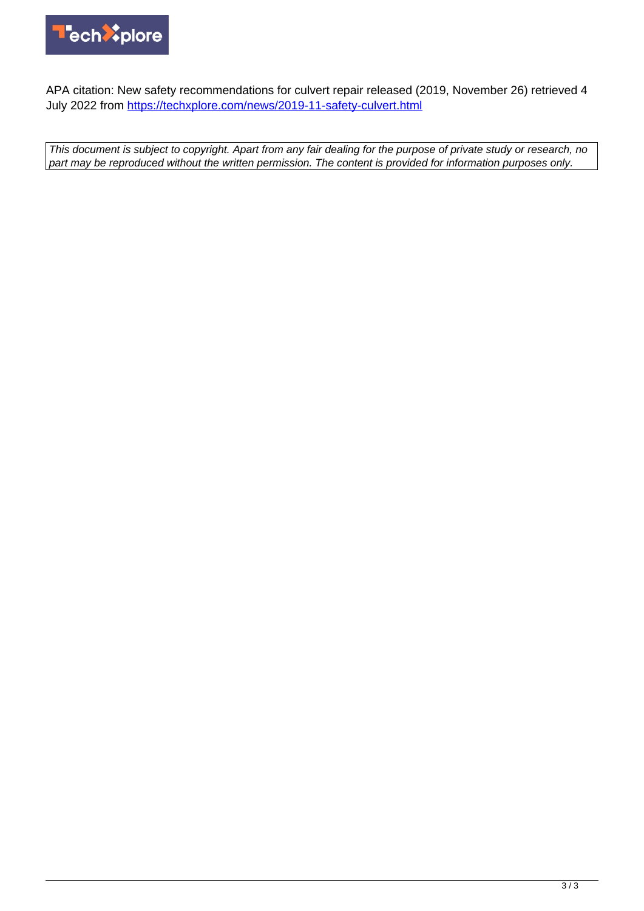APA citation: New safety recommendations for culvert repair released (2019, November 26) retrieved 4 July 2022 from https://techxplore.com/news/2019-11-safety-culvert.html

*This document is subject to copyright. Apart from any fair dealing for the purpose of private study or research, no part may be reproduced without the written permission. The content is provided for information purposes only.*